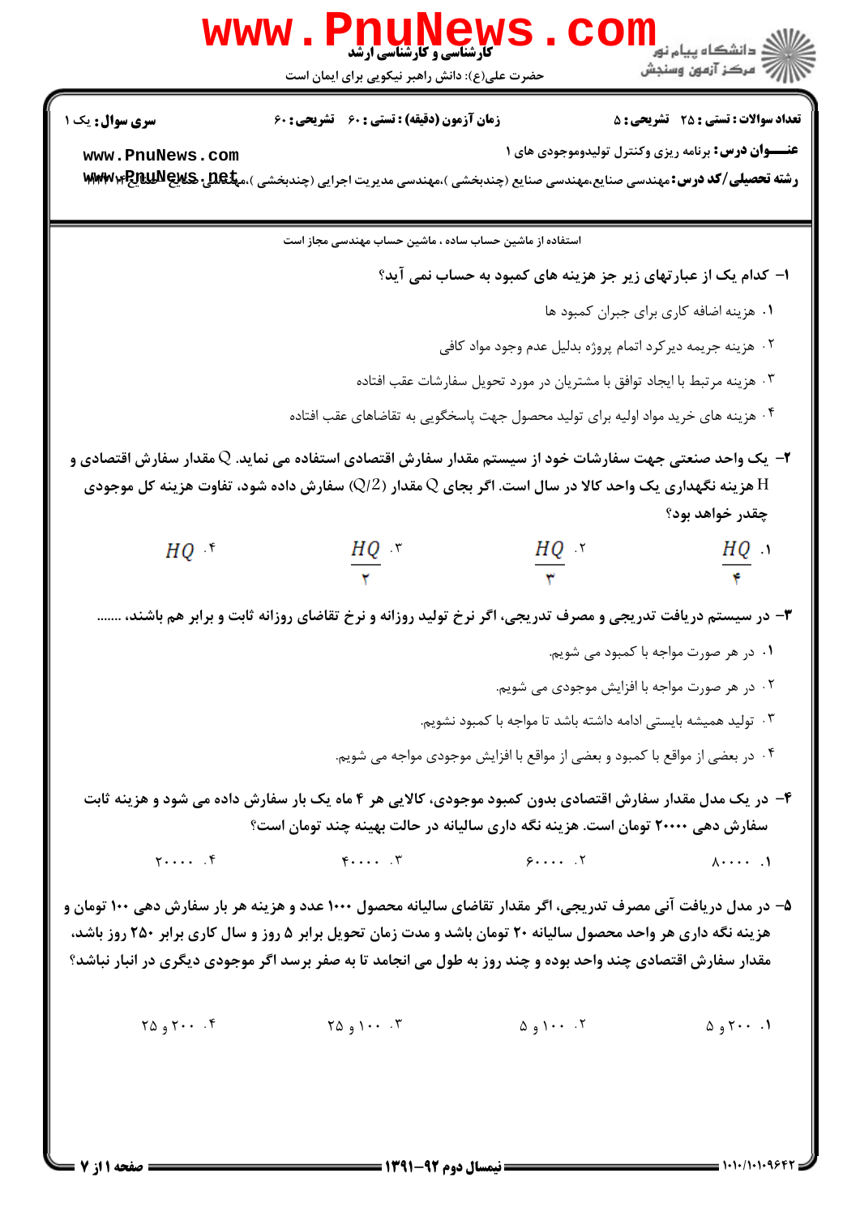کارشناسی و کارشناسی ارشد

حضرت علی(ع): دانش راهبر نیکویی برای ایمان است

**سری سوال:** یک ۱ | **زمان آزمون (دقیقه) : تستی :** ۶۰ **تشریحی :** ۶۰ | **تعداد سوالات : تستی :** ۲۵ **تشریحی :** ۵

**عنـــوان درس:** برنامه ریزی وکنترل تولیدوموجودی های ۱

**رشته تحصیلی/کد درس:** مهندسی صنایع،مهندسی صنایع (چندبخشی )،مهندسی مدیریت اجرایی (چندبخشی )،مهندسی صنایع

استفاده از ماشین حساب ساده ، ماشین حساب مهندسی مجاز است

۱- کدام یک از عبارتهای زیر جز هزینه های کمبود به حساب نمی آید؟

۱. هزینه اضافه کاری برای جبران کمبود ها

۲. هزینه جریمه دیرکرد اتمام پروژه بدلیل عدم وجود مواد کافی

۳. هزینه مرتبط با ایجاد توافق با مشتریان در مورد تحویل سفارشات عقب افتاده

۴. هزینه های خرید مواد اولیه برای تولید محصول جهت پاسخگویی به تقاضاهای عقب افتاده

۲- یک واحد صنعتی جهت سفارشات خود از سیستم مقدار سفارش اقتصادی استفاده می نماید. Q مقدار سفارش اقتصادی و H هزینه نگهداری یک واحد کالا در سال است. اگر بجای Q مقدار (Q/2) سفارش داده شود، تفاوت هزینه کل موجودی چقدر خواهد بود؟

۱. $\frac{HQ}{4}$

۲. $\frac{HQ}{3}$

۳. $\frac{HQ}{2}$

۴. $HQ$

۳- در سیستم دریافت تدریجی و مصرف تدریجی، اگر نرخ تولید روزانه و نرخ تقاضای روزانه ثابت و برابر هم باشند، .......

۱. در هر صورت مواجه با کمبود می شویم.

۲. در هر صورت مواجه با افزایش موجودی می شویم.

۳. تولید همیشه بایستی ادامه داشته باشد تا مواجه با کمبود نشویم.

۴. در بعضی از مواقع با کمبود و بعضی از مواقع با افزایش موجودی مواجه می شویم.

۴- در یک مدل مقدار سفارش اقتصادی بدون کمبود موجودی، کالایی هر ۴ ماه یک بار سفارش داده می شود و هزینه ثابت سفارش دهی ۲۰۰۰۰ تومان است. هزینه نگه داری سالیانه در حالت بهینه چند تومان است؟

۱. ۸۰۰۰۰

۲. ۶۰۰۰۰

۳. ۴۰۰۰۰

۴. ۲۰۰۰۰

۵- در مدل دریافت آنی مصرف تدریجی، اگر مقدار تقاضای سالیانه محصول ۱۰۰۰ عدد و هزینه هر بار سفارش دهی ۱۰۰ تومان و هزینه نگه داری هر واحد محصول سالیانه ۲۰ تومان باشد و مدت زمان تحویل برابر ۵ روز و سال کاری برابر ۲۵۰ روز باشد، مقدار سفارش اقتصادی چند واحد بوده و چند روز به طول می انجامد تا به صفر برسد اگر موجودی دیگری در انبار نباشد؟

۱. ۲۰۰ و ۵

۲. ۱۰۰ و ۵

۳. ۱۰۰ و ۲۵

۴. ۲۰۰ و ۲۵

نیمسال دوم ۹۲-۱۳۹۱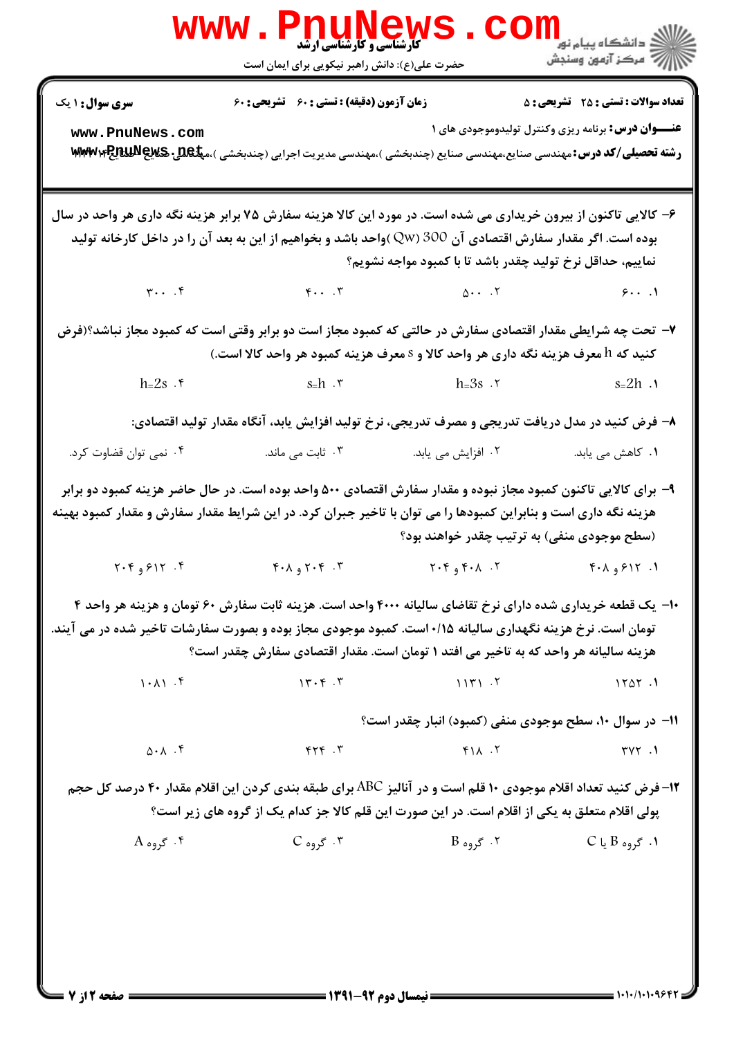**سری سوال:** ۱ یک

**زمان آزمون (دقیقه) : تستی : ۶۰ تشریحی : ۶۰**

**تعداد سوالات : تستی : ۲۵ تشریحی : ۵**

**عنـــوان درس:** برنامه ریزی وکنترل تولیدوموجودی های ۱

**رشته تحصیلی/کد درس:** مهندسی صنایع،مهندسی صنایع (چندبخشی )،مهندسی مدیریت اجرایی (چندبخشی )،مهندسی صنایع ۱۱۲۲۰۳۴

۶- کالایی تاکنون از بیرون خریداری می شده است. در مورد این کالا هزینه سفارش ۷۵ برابر هزینه نگه داری هر واحد در سال بوده است. اگر مقدار سفارش اقتصادی آن 300 (Qw)واحد باشد و بخواهیم از این به بعد آن را در داخل کارخانه تولید نماییم، حداقل نرخ تولید چقدر باشد تا با کمبود مواجه نشویم؟

۱. ۶۰۰
۲. ۵۰۰
۳. ۴۰۰
۴. ۳۰۰

۷- تحت چه شرایطی مقدار اقتصادی سفارش در حالتی که کمبود مجاز است دو برابر وقتی است که کمبود مجاز نباشد؟(فرض کنید که h معرف هزینه نگه داری هر واحد کالا و s معرف هزینه کمبود هر واحد کالا است.)

۱. $s=2h$
۲. $h=3s$
۳. $s=h$
۴. $h=2s$

۸- فرض کنید در مدل دریافت تدریجی و مصرف تدریجی، نرخ تولید افزایش یابد، آنگاه مقدار تولید اقتصادی:

۱. کاهش می یابد.
۲. افزایش می یابد.
۳. ثابت می ماند.
۴. نمی توان قضاوت کرد.

۹- برای کالایی تاکنون کمبود مجاز نبوده و مقدار سفارش اقتصادی ۵۰۰ واحد بوده است. در حال حاضر هزینه کمبود دو برابر هزینه نگه داری است و بنابراین کمبودها را می توان با تاخیر جبران کرد. در این شرایط مقدار سفارش و مقدار کمبود بهینه (سطح موجودی منفی) به ترتیب چقدر خواهند بود؟

۱. ۶۱۲ و ۴۰۸
۲. ۴۰۸ و ۲۰۴
۳. ۲۰۴ و ۴۰۸
۴. ۶۱۲ و ۲۰۴

۱۰- یک قطعه خریداری شده دارای نرخ تقاضای سالیانه ۴۰۰۰ واحد است. هزینه ثابت سفارش ۶۰ تومان و هزینه هر واحد ۴ تومان است. نرخ هزینه نگهداری سالیانه ۰/۱۵ است. کمبود موجودی مجاز بوده و بصورت سفارشات تاخیر شده در می آیند. هزینه سالیانه هر واحد که به تاخیر می افتد ۱ تومان است. مقدار اقتصادی سفارش چقدر است؟

۱. ۱۲۵۲
۲. ۱۱۳۱
۳. ۱۳۰۴
۴. ۱۰۸۱

۱۱- در سوال ۱۰، سطح موجودی منفی (کمبود) انبار چقدر است؟

۱. ۳۷۲
۲. ۴۱۸
۳. ۴۲۴
۴. ۵۰۸

۱۲- فرض کنید تعداد اقلام موجودی ۱۰ قلم است و در آنالیز ABC برای طبقه بندی کردن این اقلام مقدار ۴۰ درصد کل حجم پولی اقلام متعلق به یکی از اقلام است. در این صورت این قلم کالا جز کدام یک از گروه های زیر است؟

۱. گروه B یا C
۲. گروه B
۳. گروه C
۴. گروه A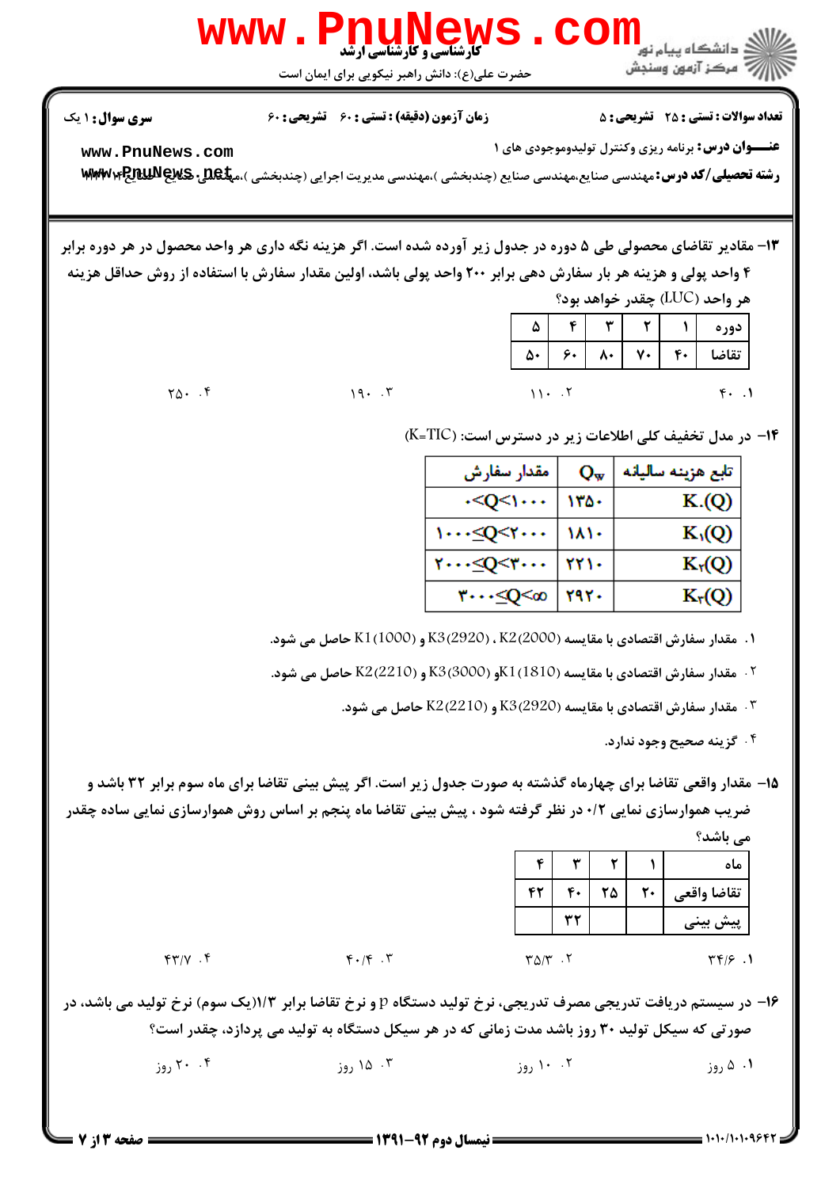**سری سوال:** ۱ یک | **زمان آزمون (دقیقه) : تستی : ۶۰ تشریحی : ۶۰** | **تعداد سوالات : تستی : ۲۵ تشریحی : ۵**

**عنـــوان درس:** برنامه ریزی وکنترل تولیدوموجودی های ۱

**رشته تحصیلی/کد درس:** مهندسی صنایع،مهندسی صنایع (چندبخشی )،مهندسی مدیریت اجرایی (چندبخشی )،مهندسی صنایع

۱۳- مقادیر تقاضای محصولی طی ۵ دوره در جدول زیر آورده شده است. اگر هزینه نگه داری هر واحد محصول در هر دوره برابر ۴ واحد پولی و هزینه هر بار سفارش دهی برابر ۲۰۰ واحد پولی باشد، اولین مقدار سفارش با استفاده از روش حداقل هزینه هر واحد (LUC) چقدر خواهد بود؟

| دوره | ۱ | ۲ | ۳ | ۴ | ۵ |
|---|---|---|---|---|---|
| تقاضا | ۴۰ | ۷۰ | ۸۰ | ۶۰ | ۵۰ |

۱. ۴۰
۲. ۱۱۰
۳. ۱۹۰
۴. ۲۵۰

۱۴- در مدل تخفیف کلی اطلاعات زیر در دسترس است: (K=TIC)

| تابع هزینه سالیانه | $Q_w$ | مقدار سفارش |
|---|---|---|
| $K_\cdot(Q)$ | ۱۳۵۰ | $0<Q<1000$ |
| $K_1(Q)$ | ۱۸۱۰ | $1000\leq Q<2000$ |
| $K_2(Q)$ | ۲۲۱۰ | $2000\leq Q<3000$ |
| $K_3(Q)$ | ۲۹۲۰ | $3000\leq Q<\infty$ |

۱. مقدار سفارش اقتصادی با مقایسه K3(2920) ، K2(2000) و K1(1000) حاصل می شود.
۲. مقدار سفارش اقتصادی با مقایسه K1(1810)و K3(3000) و K2(2210) حاصل می شود.
۳. مقدار سفارش اقتصادی با مقایسه K3(2920) و K2(2210) حاصل می شود.
۴. گزینه صحیح وجود ندارد.

۱۵- مقدار واقعی تقاضا برای چهارماه گذشته به صورت جدول زیر است. اگر پیش بینی تقاضا برای ماه سوم برابر ۳۲ باشد و ضریب هموارسازی نمایی ۰/۲ در نظر گرفته شود ، پیش بینی تقاضا ماه پنجم بر اساس روش هموارسازی نمایی ساده چقدر می باشد؟

| ماه | ۱ | ۲ | ۳ | ۴ |
|---|---|---|---|---|
| تقاضا واقعی | ۲۰ | ۲۵ | ۴۰ | ۴۲ |
| پیش بینی | | | ۳۲ | |

۱. ۳۴/۶
۲. ۳۵/۳
۳. ۴۰/۴
۴. ۴۳/۷

۱۶- در سیستم دریافت تدریجی مصرف تدریجی، نرخ تولید دستگاه p و نرخ تقاضا برابر ۱/۳(یک سوم) نرخ تولید می باشد، در صورتی که سیکل تولید ۳۰ روز باشد مدت زمانی که در هر سیکل دستگاه به تولید می پردازد، چقدر است؟

۱. ۵ روز
۲. ۱۰ روز
۳. ۱۵ روز
۴. ۲۰ روز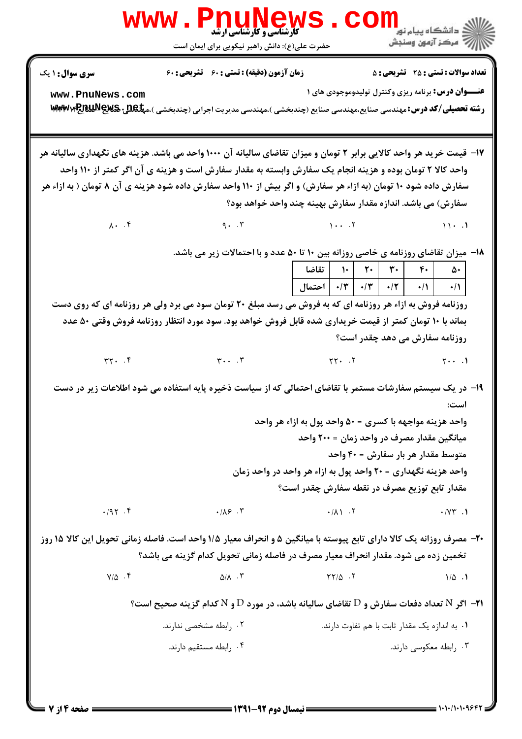**سری سوال:** ۱ یک | **زمان آزمون (دقیقه) : تستی : ۶۰ تشریحی : ۶۰** | **تعداد سوالات : تستی : ۲۵ تشریحی : ۵**

**عنـــوان درس:** برنامه ریزی وکنترل تولیدوموجودی های ۱

**رشته تحصیلی/کد درس:** مهندسی صنایع،مهندسی صنایع (چندبخشی )،مهندسی مدیریت اجرایی (چندبخشی )،مهندسی صنایع ۱۱۲۲۰۳۴

۱۷- قیمت خرید هر واحد کالایی برابر ۲ تومان و میزان تقاضای سالیانه آن ۱۰۰۰ واحد می باشد. هزینه های نگهداری سالیانه هر واحد کالا ۲ تومان بوده و هزینه انجام یک سفارش وابسته به مقدار سفارش است و هزینه ی آن اگر کمتر از ۱۱۰ واحد سفارش داده شود ۱۰ تومان (به ازاء هر سفارش) و اگر بیش از ۱۱۰ واحد سفارش داده شود هزینه ی آن ۸ تومان ( به ازاء هر سفارش) می باشد. اندازه مقدار سفارش بهینه چند واحد خواهد بود؟

۱. ۱۱۰ ۲. ۱۰۰ ۳. ۹۰ ۴. ۸۰

۱۸- میزان تقاضای روزانه ی خاصی روزانه بین ۱۰ تا ۵۰ عدد و با احتمالات زیر می باشد.

| تقاضا | ۱۰ | ۲۰ | ۳۰ | ۴۰ | ۵۰ |
|---|---|---|---|---|---|
| احتمال | ۰/۳ | ۰/۳ | ۰/۲ | ۰/۱ | ۰/۱ |

روزنامه فروش به ازاء هر روزنامه ای که به فروش می رسد مبلغ ۲۰ تومان سود می برد ولی هر روزنامه ای که روی دست بماند با ۱۰ تومان کمتر از قیمت خریداری شده قابل فروش خواهد بود. سود مورد انتظار روزنامه فروش وقتی ۵۰ عدد روزنامه سفارش می دهد چقدر است؟

۱. ۲۰۰ ۲. ۲۲۰ ۳. ۳۰۰ ۴. ۳۲۰

۱۹- در یک سیستم سفارشات مستمر با تقاضای احتمالی که از سیاست ذخیره پایه استفاده می شود اطلاعات زیر در دست است:

واحد هزینه مواجهه با کسری = ۵۰ واحد پول به ازاء هر واحد

میانگین مقدار مصرف در واحد زمان = ۲۰۰ واحد

متوسط مقدار هر بار سفارش = ۴۰ واحد

واحد هزینه نگهداری = ۲۰ واحد پول به ازاء هر واحد در واحد زمان

مقدار تابع توزیع مصرف در نقطه سفارش چقدر است؟

۱. ۰/۷۳ ۲. ۰/۸۱ ۳. ۰/۸۶ ۴. ۰/۹۲

۲۰- مصرف روزانه یک کالا دارای تابع پیوسته با میانگین ۵ و انحراف معیار ۱/۵ واحد است. فاصله زمانی تحویل این کالا ۱۵ روز تخمین زده می شود. مقدار انحراف معیار مصرف در فاصله زمانی تحویل کدام گزینه می باشد؟

۱. ۱/۵ ۲. ۲۲/۵ ۳. ۵/۸ ۴. ۷/۵

۲۱- اگر $N$ تعداد دفعات سفارش و $D$ تقاضای سالیانه باشد، در مورد $D$ و $N$ کدام گزینه صحیح است؟

۱. به اندازه یک مقدار ثابت با هم تفاوت دارند.

۲. رابطه مشخصی ندارند.

۳. رابطه معکوسی دارند.

۴. رابطه مستقیم دارند.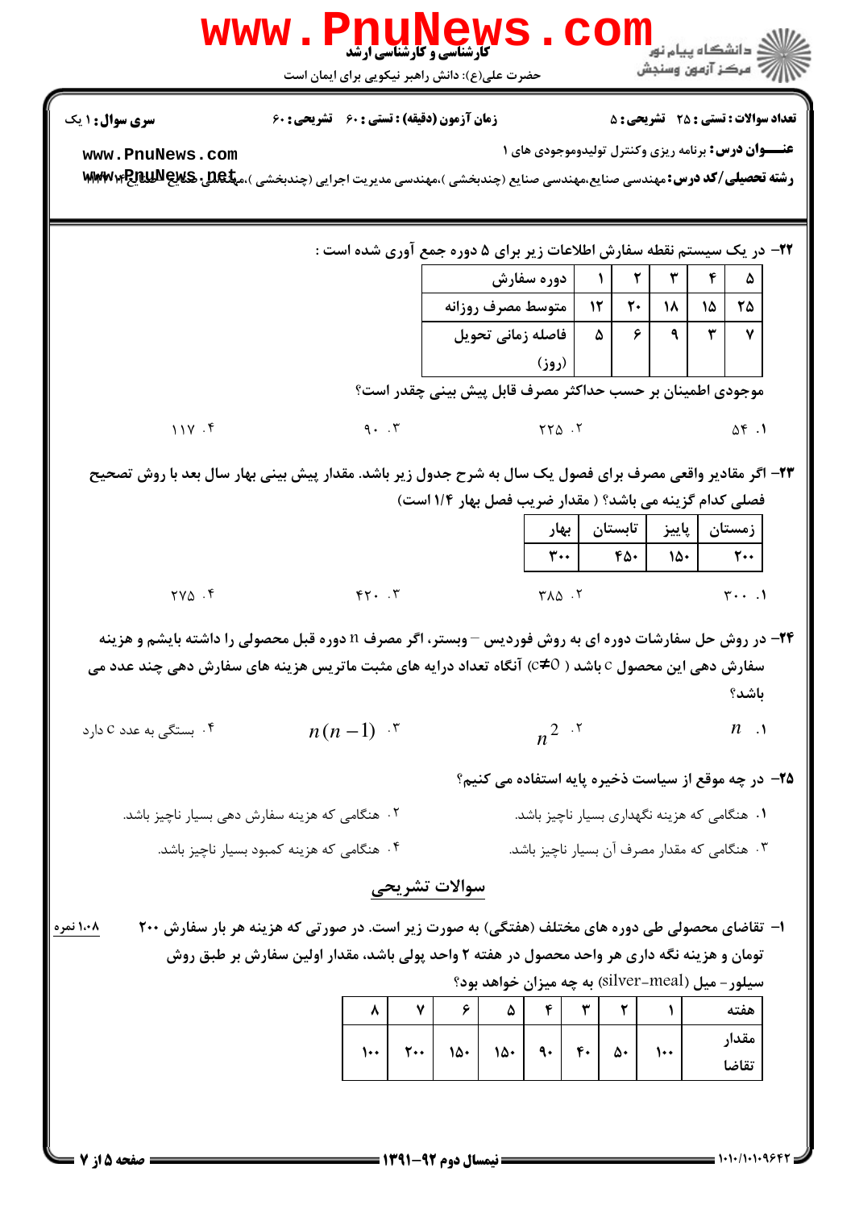**سری سوال:** ۱ یک

**زمان آزمون (دقیقه) : تستی : ۶۰ تشریحی : ۶۰**

**تعداد سوالات : تستی : ۲۵ تشریحی : ۵**

**عنـــوان درس:** برنامه ریزی وکنترل تولیدوموجودی های ۱

**رشته تحصیلی/کد درس:** مهندسی صنایع،مهندسی صنایع (چندبخشی )،مهندسی مدیریت اجرایی (چندبخشی )،مهندسی صنایع ۱۱۲۲۰۳۴

۲۲- در یک سیستم نقطه سفارش اطلاعات زیر برای ۵ دوره جمع آوری شده است :

| دوره سفارش | ۱ | ۲ | ۳ | ۴ | ۵ |
|---|---|---|---|---|---|
| متوسط مصرف روزانه | ۱۲ | ۲۰ | ۱۸ | ۱۵ | ۲۵ |
| فاصله زمانی تحویل (روز) | ۵ | ۶ | ۹ | ۳ | ۷ |

موجودی اطمینان بر حسب حداکثر مصرف قابل پیش بینی چقدر است؟

۱. ۵۴ ۲. ۲۲۵ ۳. ۹۰ ۴. ۱۱۷

۲۳- اگر مقادیر واقعی مصرف برای فصول یک سال به شرح جدول زیر باشد. مقدار پیش بینی بهار سال بعد با روش تصحیح فصلی کدام گزینه می باشد؟ ( مقدار ضریب فصل بهار ۱/۴ است)

| بهار | تابستان | پاییز | زمستان |
|---|---|---|---|
| ۳۰۰ | ۴۵۰ | ۱۵۰ | ۲۰۰ |

۱. ۳۰۰ ۲. ۳۸۵ ۳. ۴۲۰ ۴. ۲۷۵

۲۴- در روش حل سفارشات دوره ای به روش فوردیس – وبستر، اگر مصرف n دوره قبل محصولی را داشته باشیم و هزینه سفارش دهی این محصول c باشد ( $c \neq 0$) آنگاه تعداد درایه های مثبت ماتریس هزینه های سفارش دهی چند عدد می باشد؟

۱. $n$ ۲. $n^2$ ۳. $n(n-1)$ ۴. بستگی به عدد c دارد

۲۵- در چه موقع از سیاست ذخیره پایه استفاده می کنیم؟

۱. هنگامی که هزینه نگهداری بسیار ناچیز باشد.

۲. هنگامی که هزینه سفارش دهی بسیار ناچیز باشد.

۳. هنگامی که مقدار مصرف آن بسیار ناچیز باشد.

۴. هنگامی که هزینه کمبود بسیار ناچیز باشد.

## سوالات تشریحی

۱- تقاضای محصولی طی دوره های مختلف (هفتگی) به صورت زیر است. در صورتی که هزینه هر بار سفارش ۲۰۰ تومان و هزینه نگه داری هر واحد محصول در هفته ۲ واحد پولی باشد، مقدار اولین سفارش بر طبق روش سیلور- میل (silver-meal) به چه میزان خواهد بود؟ (۱،۰۸ نمره)

| هفته | ۱ | ۲ | ۳ | ۴ | ۵ | ۶ | ۷ | ۸ |
|---|---|---|---|---|---|---|---|---|
| مقدار تقاضا | ۱۰۰ | ۵۰ | ۴۰ | ۹۰ | ۱۵۰ | ۱۵۰ | ۲۰۰ | ۱۰۰ |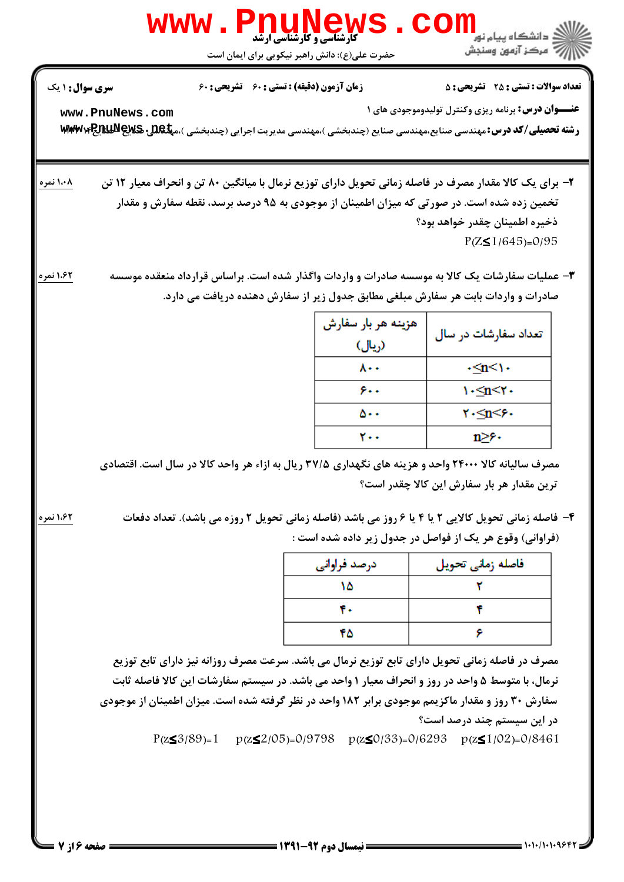**سری سوال:** ۱ یک | **زمان آزمون (دقیقه) : تستی :** ۶۰ **تشریحی :** ۶۰ | **تعداد سوالات : تستی :** ۲۵ **تشریحی :** ۵

**عنـــوان درس:** برنامه ریزی وکنترل تولیدوموجودی های ۱

**رشته تحصیلی/کد درس:** مهندسی صنایع،مهندسی صنایع (چندبخشی )،مهندسی مدیریت اجرایی (چندبخشی )،مهندسی صنایع ۱۱۲۲۰۴۴

---

۲- برای یک کالا مقدار مصرف در فاصله زمانی تحویل دارای توزیع نرمال با میانگین ۸۰ تن و انحراف معیار ۱۲ تن تخمین زده شده است. در صورتی که میزان اطمینان از موجودی به ۹۵ درصد برسد، نقطه سفارش و مقدار ذخیره اطمینان چقدر خواهد بود؟ (۱،۰۸ نمره)

$P(Z\leq 1/645)=0/95$

۳- عملیات سفارشات یک کالا به موسسه صادرات و واردات واگذار شده است. براساس قرارداد منعقده موسسه صادرات و واردات بابت هر سفارش مبلغی مطابق جدول زیر از سفارش دهنده دریافت می دارد. (۱،۶۲ نمره)

| تعداد سفارشات در سال | هزینه هر بار سفارش (ریال) |
|---|---|
| $0\leq n<10$ | ۸۰۰ |
| $10\leq n<20$ | ۶۰۰ |
| $20\leq n<60$ | ۵۰۰ |
| $n\geq 60$ | ۲۰۰ |

مصرف سالیانه کالا ۲۴۰۰۰ واحد و هزینه های نگهداری ۳۷/۵ ریال به ازاء هر واحد کالا در سال است. اقتصادی ترین مقدار هر بار سفارش این کالا چقدر است؟

۴- فاصله زمانی تحویل کالایی ۲ یا ۴ یا ۶ روز می باشد (فاصله زمانی تحویل ۲ روزه می باشد). تعداد دفعات (فراوانی) وقوع هر یک از فواصل در جدول زیر داده شده است : (۱،۶۲ نمره)

| فاصله زمانی تحویل | درصد فراوانی |
|---|---|
| ۲ | ۱۵ |
| ۴ | ۴۰ |
| ۶ | ۴۵ |

مصرف در فاصله زمانی تحویل دارای تابع توزیع نرمال می باشد. سرعت مصرف روزانه نیز دارای تابع توزیع نرمال، با متوسط ۵ واحد در روز و انحراف معیار ۱ واحد می باشد. در سیستم سفارشات این کالا فاصله ثابت سفارش ۳۰ روز و مقدار ماکزیمم موجودی برابر ۱۸۲ واحد در نظر گرفته شده است. میزان اطمینان از موجودی در این سیستم چند درصد است؟

$P(z\leq 3/89)=1 \quad p(z\leq 2/05)=0/9798 \quad p(z\leq 0/33)=0/6293 \quad p(z\leq 1/02)=0/8461$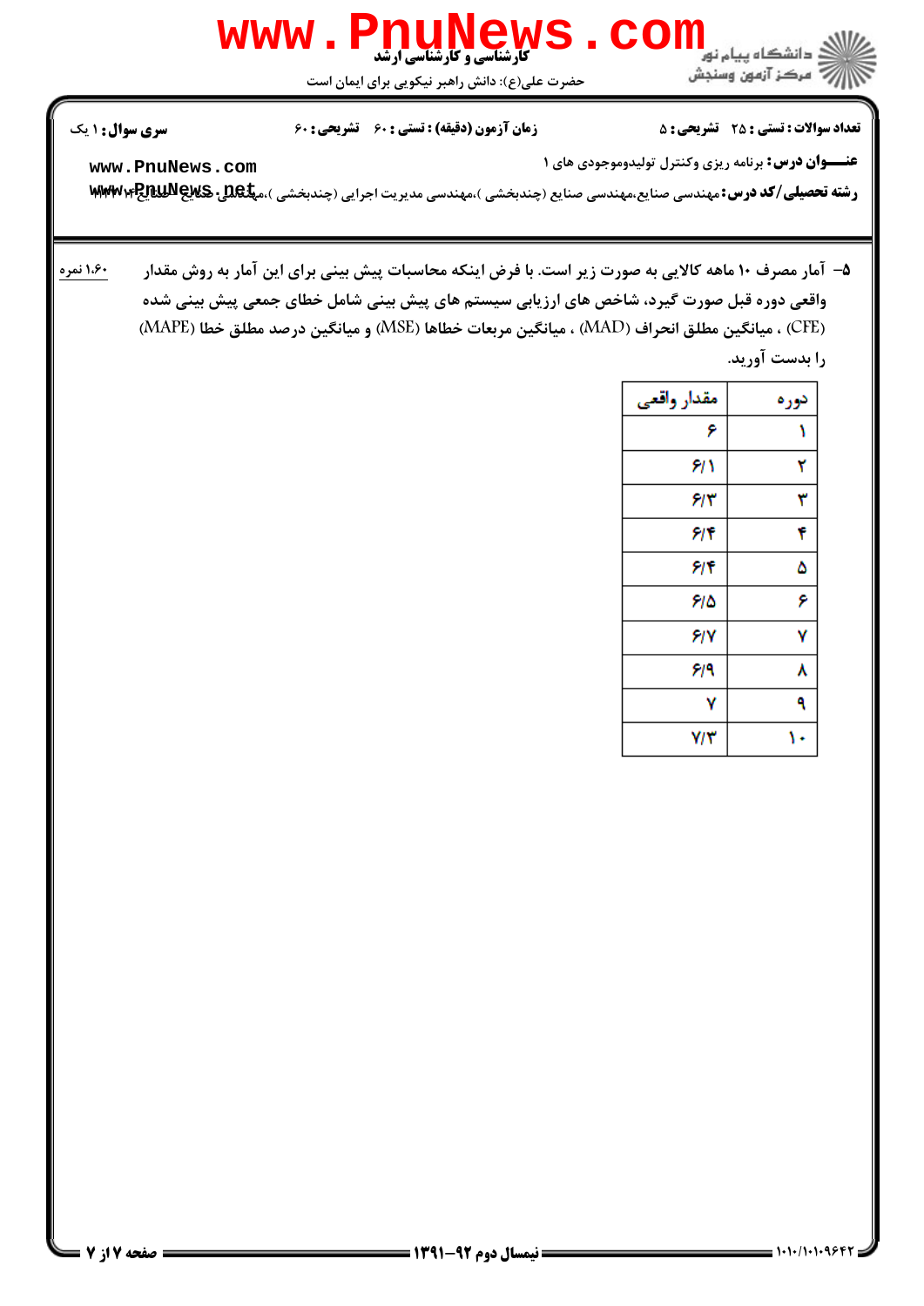۵- آمار مصرف ۱۰ ماهه کالایی به صورت زیر است. با فرض اینکه محاسبات پیش بینی برای این آمار به روش مقدار واقعی دوره قبل صورت گیرد، شاخص های ارزیابی سیستم های پیش بینی شامل خطای جمعی پیش بینی شده (CFE) ، میانگین مطلق انحراف (MAD) ، میانگین مربعات خطاها (MSE) و میانگین درصد مطلق خطا (MAPE) را بدست آورید.

۱،۶۰ نمره

| دوره | مقدار واقعی |
|---|---|
| ۱ | ۶ |
| ۲ | ۶/۱ |
| ۳ | ۶/۳ |
| ۴ | ۶/۴ |
| ۵ | ۶/۴ |
| ۶ | ۶/۵ |
| ۷ | ۶/۷ |
| ۸ | ۶/۹ |
| ۹ | ۷ |
| ۱۰ | ۷/۳ |